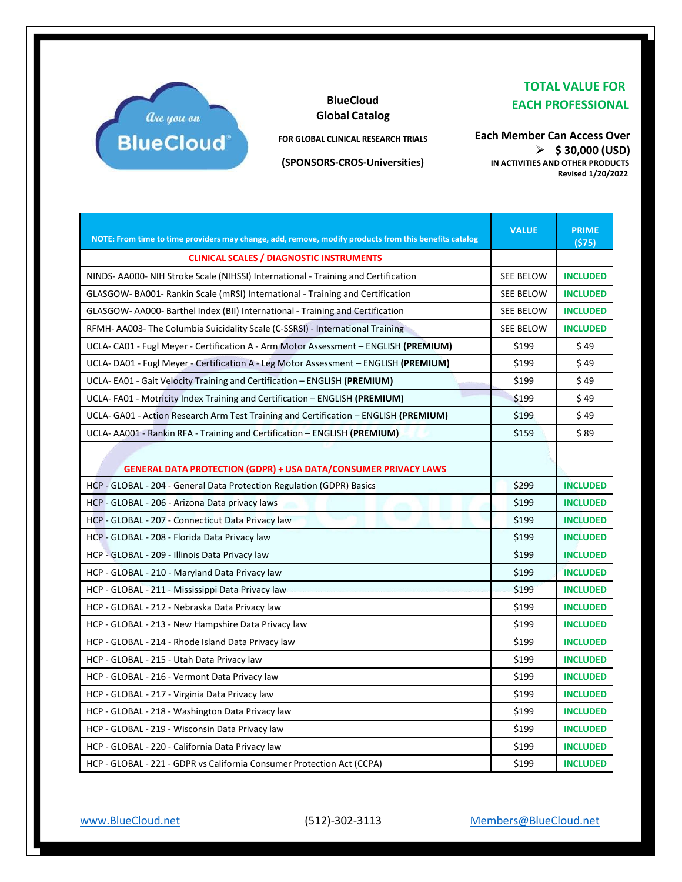Are you on BlueCloud®

**BlueCloud**
**Global Catalog**

**FOR GLOBAL CLINICAL RESEARCH TRIALS**

**(SPONSORS-CROS-Universities)**

**TOTAL VALUE FOR EACH PROFESSIONAL**

**Each Member Can Access Over**

- **$ 30,000 (USD)**

**IN ACTIVITIES AND OTHER PRODUCTS**
**Revised 1/20/2022**

| NOTE: From time to time providers may change, add, remove, modify products from this benefits catalog | VALUE | PRIME ($75) |
|---|---|---|
| **CLINICAL SCALES / DIAGNOSTIC INSTRUMENTS** | | |
| NINDS- AA000- NIH Stroke Scale (NIHSSI) International - Training and Certification | SEE BELOW | **INCLUDED** |
| GLASGOW- BA001- Rankin Scale (mRSI) International - Training and Certification | SEE BELOW | **INCLUDED** |
| GLASGOW- AA000- Barthel Index (BII) International - Training and Certification | SEE BELOW | **INCLUDED** |
| RFMH- AA003- The Columbia Suicidality Scale (C-SSRSI) - International Training | SEE BELOW | **INCLUDED** |
| UCLA- CA01 - Fugl Meyer - Certification A - Arm Motor Assessment – ENGLISH **(PREMIUM)** | $199 | $ 49 |
| UCLA- DA01 - Fugl Meyer - Certification A - Leg Motor Assessment – ENGLISH **(PREMIUM)** | $199 | $ 49 |
| UCLA- EA01 - Gait Velocity Training and Certification – ENGLISH **(PREMIUM)** | $199 | $ 49 |
| UCLA- FA01 - Motricity Index Training and Certification – ENGLISH **(PREMIUM)** | $199 | $ 49 |
| UCLA- GA01 - Action Research Arm Test Training and Certification – ENGLISH **(PREMIUM)** | $199 | $ 49 |
| UCLA- AA001 - Rankin RFA - Training and Certification – ENGLISH **(PREMIUM)** | $159 | $ 89 |
| | | |
| **GENERAL DATA PROTECTION (GDPR) + USA DATA/CONSUMER PRIVACY LAWS** | | |
| HCP - GLOBAL - 204 - General Data Protection Regulation (GDPR) Basics | $299 | **INCLUDED** |
| HCP - GLOBAL - 206 - Arizona Data privacy laws | $199 | **INCLUDED** |
| HCP - GLOBAL - 207 - Connecticut Data Privacy law | $199 | **INCLUDED** |
| HCP - GLOBAL - 208 - Florida Data Privacy law | $199 | **INCLUDED** |
| HCP - GLOBAL - 209 - Illinois Data Privacy law | $199 | **INCLUDED** |
| HCP - GLOBAL - 210 - Maryland Data Privacy law | $199 | **INCLUDED** |
| HCP - GLOBAL - 211 - Mississippi Data Privacy law | $199 | **INCLUDED** |
| HCP - GLOBAL - 212 - Nebraska Data Privacy law | $199 | **INCLUDED** |
| HCP - GLOBAL - 213 - New Hampshire Data Privacy law | $199 | **INCLUDED** |
| HCP - GLOBAL - 214 - Rhode Island Data Privacy law | $199 | **INCLUDED** |
| HCP - GLOBAL - 215 - Utah Data Privacy law | $199 | **INCLUDED** |
| HCP - GLOBAL - 216 - Vermont Data Privacy law | $199 | **INCLUDED** |
| HCP - GLOBAL - 217 - Virginia Data Privacy law | $199 | **INCLUDED** |
| HCP - GLOBAL - 218 - Washington Data Privacy law | $199 | **INCLUDED** |
| HCP - GLOBAL - 219 - Wisconsin Data Privacy law | $199 | **INCLUDED** |
| HCP - GLOBAL - 220 - California Data Privacy law | $199 | **INCLUDED** |
| HCP - GLOBAL - 221 - GDPR vs California Consumer Protection Act (CCPA) | $199 | **INCLUDED** |

www.BlueCloud.net (512)-302-3113 Members@BlueCloud.net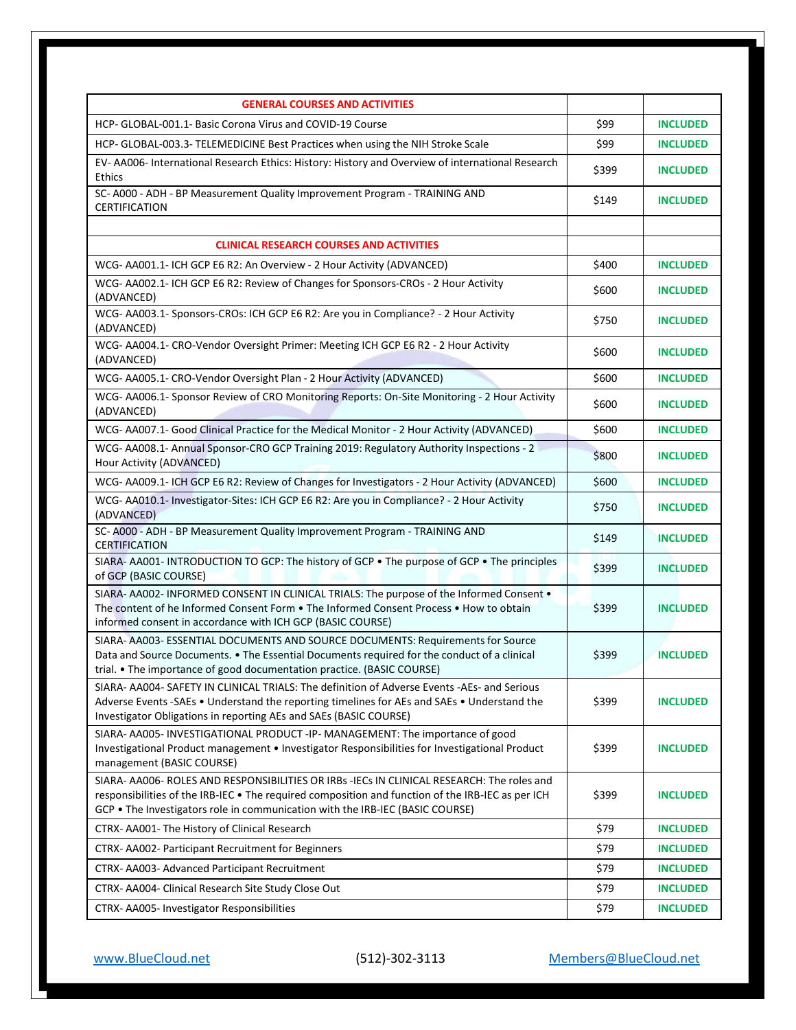| GENERAL COURSES AND ACTIVITIES | | |
|---|---|---|
| HCP- GLOBAL-001.1- Basic Corona Virus and COVID-19 Course | $99 | INCLUDED |
| HCP- GLOBAL-003.3- TELEMEDICINE Best Practices when using the NIH Stroke Scale | $99 | INCLUDED |
| EV- AA006- International Research Ethics: History: History and Overview of international Research Ethics | $399 | INCLUDED |
| SC- A000 - ADH - BP Measurement Quality Improvement Program - TRAINING AND CERTIFICATION | $149 | INCLUDED |
| | | |
| **CLINICAL RESEARCH COURSES AND ACTIVITIES** | | |
| WCG- AA001.1- ICH GCP E6 R2: An Overview - 2 Hour Activity (ADVANCED) | $400 | INCLUDED |
| WCG- AA002.1- ICH GCP E6 R2: Review of Changes for Sponsors-CROs - 2 Hour Activity (ADVANCED) | $600 | INCLUDED |
| WCG- AA003.1- Sponsors-CROs: ICH GCP E6 R2: Are you in Compliance? - 2 Hour Activity (ADVANCED) | $750 | INCLUDED |
| WCG- AA004.1- CRO-Vendor Oversight Primer: Meeting ICH GCP E6 R2 - 2 Hour Activity (ADVANCED) | $600 | INCLUDED |
| WCG- AA005.1- CRO-Vendor Oversight Plan - 2 Hour Activity (ADVANCED) | $600 | INCLUDED |
| WCG- AA006.1- Sponsor Review of CRO Monitoring Reports: On-Site Monitoring - 2 Hour Activity (ADVANCED) | $600 | INCLUDED |
| WCG- AA007.1- Good Clinical Practice for the Medical Monitor - 2 Hour Activity (ADVANCED) | $600 | INCLUDED |
| WCG- AA008.1- Annual Sponsor-CRO GCP Training 2019: Regulatory Authority Inspections - 2 Hour Activity (ADVANCED) | $800 | INCLUDED |
| WCG- AA009.1- ICH GCP E6 R2: Review of Changes for Investigators - 2 Hour Activity (ADVANCED) | $600 | INCLUDED |
| WCG- AA010.1- Investigator-Sites: ICH GCP E6 R2: Are you in Compliance? - 2 Hour Activity (ADVANCED) | $750 | INCLUDED |
| SC- A000 - ADH - BP Measurement Quality Improvement Program - TRAINING AND CERTIFICATION | $149 | INCLUDED |
| SIARA- AA001- INTRODUCTION TO GCP: The history of GCP • The purpose of GCP • The principles of GCP (BASIC COURSE) | $399 | INCLUDED |
| SIARA- AA002- INFORMED CONSENT IN CLINICAL TRIALS: The purpose of the Informed Consent • The content of he Informed Consent Form • The Informed Consent Process • How to obtain informed consent in accordance with ICH GCP (BASIC COURSE) | $399 | INCLUDED |
| SIARA- AA003- ESSENTIAL DOCUMENTS AND SOURCE DOCUMENTS: Requirements for Source Data and Source Documents. • The Essential Documents required for the conduct of a clinical trial. • The importance of good documentation practice. (BASIC COURSE) | $399 | INCLUDED |
| SIARA- AA004- SAFETY IN CLINICAL TRIALS: The definition of Adverse Events -AEs- and Serious Adverse Events -SAEs • Understand the reporting timelines for AEs and SAEs • Understand the Investigator Obligations in reporting AEs and SAEs (BASIC COURSE) | $399 | INCLUDED |
| SIARA- AA005- INVESTIGATIONAL PRODUCT -IP- MANAGEMENT: The importance of good Investigational Product management • Investigator Responsibilities for Investigational Product management (BASIC COURSE) | $399 | INCLUDED |
| SIARA- AA006- ROLES AND RESPONSIBILITIES OR IRBs -IECs IN CLINICAL RESEARCH: The roles and responsibilities of the IRB-IEC • The required composition and function of the IRB-IEC as per ICH GCP • The Investigators role in communication with the IRB-IEC (BASIC COURSE) | $399 | INCLUDED |
| CTRX- AA001- The History of Clinical Research | $79 | INCLUDED |
| CTRX- AA002- Participant Recruitment for Beginners | $79 | INCLUDED |
| CTRX- AA003- Advanced Participant Recruitment | $79 | INCLUDED |
| CTRX- AA004- Clinical Research Site Study Close Out | $79 | INCLUDED |
| CTRX- AA005- Investigator Responsibilities | $79 | INCLUDED |

www.BlueCloud.net (512)-302-3113 Members@BlueCloud.net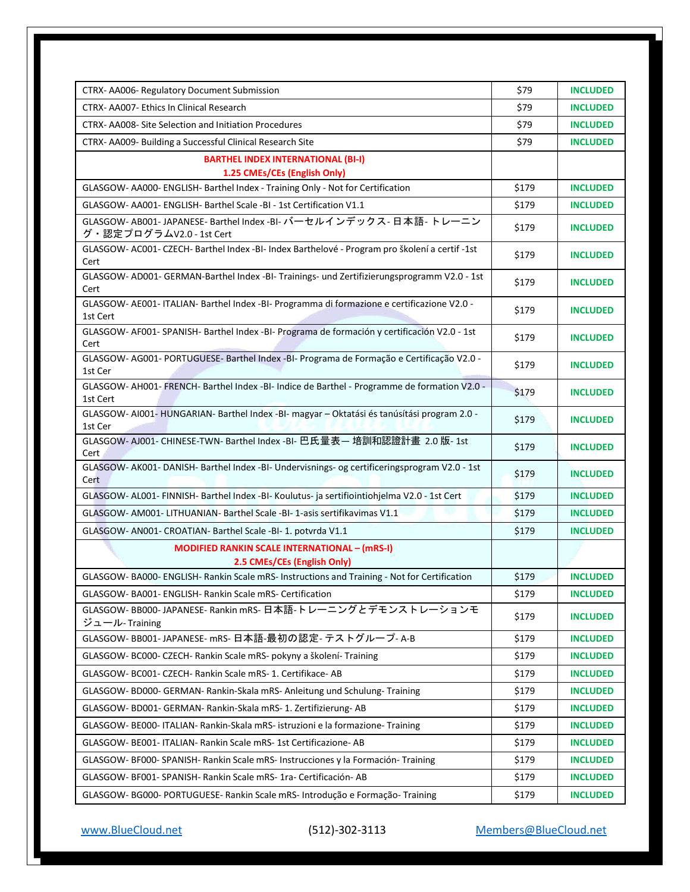| | | |
|---|---|---|
| CTRX- AA006- Regulatory Document Submission | $79 | **INCLUDED** |
| CTRX- AA007- Ethics In Clinical Research | $79 | **INCLUDED** |
| CTRX- AA008- Site Selection and Initiation Procedures | $79 | **INCLUDED** |
| CTRX- AA009- Building a Successful Clinical Research Site | $79 | **INCLUDED** |
| **BARTHEL INDEX INTERNATIONAL (BI-I)**<br>**1.25 CMEs/CEs (English Only)** | | |
| GLASGOW- AA000- ENGLISH- Barthel Index - Training Only - Not for Certification | $179 | **INCLUDED** |
| GLASGOW- AA001- ENGLISH- Barthel Scale -BI - 1st Certification V1.1 | $179 | **INCLUDED** |
| GLASGOW- AB001- JAPANESE- Barthel Index -BI- バーセルインデックス- 日本語- トレーニング・認定プログラムV2.0 - 1st Cert | $179 | **INCLUDED** |
| GLASGOW- AC001- CZECH- Barthel Index -BI- Index Barthelové - Program pro školení a certif -1st Cert | $179 | **INCLUDED** |
| GLASGOW- AD001- GERMAN-Barthel Index -BI- Trainings- und Zertifizierungsprogramm V2.0 - 1st Cert | $179 | **INCLUDED** |
| GLASGOW- AE001- ITALIAN- Barthel Index -BI- Programma di formazione e certificazione V2.0 - 1st Cert | $179 | **INCLUDED** |
| GLASGOW- AF001- SPANISH- Barthel Index -BI- Programa de formación y certificación V2.0 - 1st Cert | $179 | **INCLUDED** |
| GLASGOW- AG001- PORTUGUESE- Barthel Index -BI- Programa de Formação e Certificação V2.0 - 1st Cer | $179 | **INCLUDED** |
| GLASGOW- AH001- FRENCH- Barthel Index -BI- Indice de Barthel - Programme de formation V2.0 - 1st Cert | $179 | **INCLUDED** |
| GLASGOW- AI001- HUNGARIAN- Barthel Index -BI- magyar – Oktatási és tanúsítási program 2.0 - 1st Cer | $179 | **INCLUDED** |
| GLASGOW- AJ001- CHINESE-TWN- Barthel Index -BI- 巴氏量表— 培訓和認證計畫 2.0 版- 1st Cert | $179 | **INCLUDED** |
| GLASGOW- AK001- DANISH- Barthel Index -BI- Undervisnings- og certificeringsprogram V2.0 - 1st Cert | $179 | **INCLUDED** |
| GLASGOW- AL001- FINNISH- Barthel Index -BI- Koulutus- ja sertifiointiohjelma V2.0 - 1st Cert | $179 | **INCLUDED** |
| GLASGOW- AM001- LITHUANIAN- Barthel Scale -BI- 1-asis sertifikavimas V1.1 | $179 | **INCLUDED** |
| GLASGOW- AN001- CROATIAN- Barthel Scale -BI- 1. potvrda V1.1 | $179 | **INCLUDED** |
| **MODIFIED RANKIN SCALE INTERNATIONAL – (mRS-I)**<br>**2.5 CMEs/CEs (English Only)** | | |
| GLASGOW- BA000- ENGLISH- Rankin Scale mRS- Instructions and Training - Not for Certification | $179 | **INCLUDED** |
| GLASGOW- BA001- ENGLISH- Rankin Scale mRS- Certification | $179 | **INCLUDED** |
| GLASGOW- BB000- JAPANESE- Rankin mRS- 日本語-トレーニングとデモンストレーションモジュール- Training | $179 | **INCLUDED** |
| GLASGOW- BB001- JAPANESE- mRS- 日本語-最初の認定- テストグループ- A-B | $179 | **INCLUDED** |
| GLASGOW- BC000- CZECH- Rankin Scale mRS- pokyny a školení- Training | $179 | **INCLUDED** |
| GLASGOW- BC001- CZECH- Rankin Scale mRS- 1. Certifikace- AB | $179 | **INCLUDED** |
| GLASGOW- BD000- GERMAN- Rankin-Skala mRS- Anleitung und Schulung- Training | $179 | **INCLUDED** |
| GLASGOW- BD001- GERMAN- Rankin-Skala mRS- 1. Zertifizierung- AB | $179 | **INCLUDED** |
| GLASGOW- BE000- ITALIAN- Rankin-Skala mRS- istruzioni e la formazione- Training | $179 | **INCLUDED** |
| GLASGOW- BE001- ITALIAN- Rankin Scale mRS- 1st Certificazione- AB | $179 | **INCLUDED** |
| GLASGOW- BF000- SPANISH- Rankin Scale mRS- Instrucciones y la Formación- Training | $179 | **INCLUDED** |
| GLASGOW- BF001- SPANISH- Rankin Scale mRS- 1ra- Certificación- AB | $179 | **INCLUDED** |
| GLASGOW- BG000- PORTUGUESE- Rankin Scale mRS- Introdução e Formação- Training | $179 | **INCLUDED** |

www.BlueCloud.net (512)-302-3113 Members@BlueCloud.net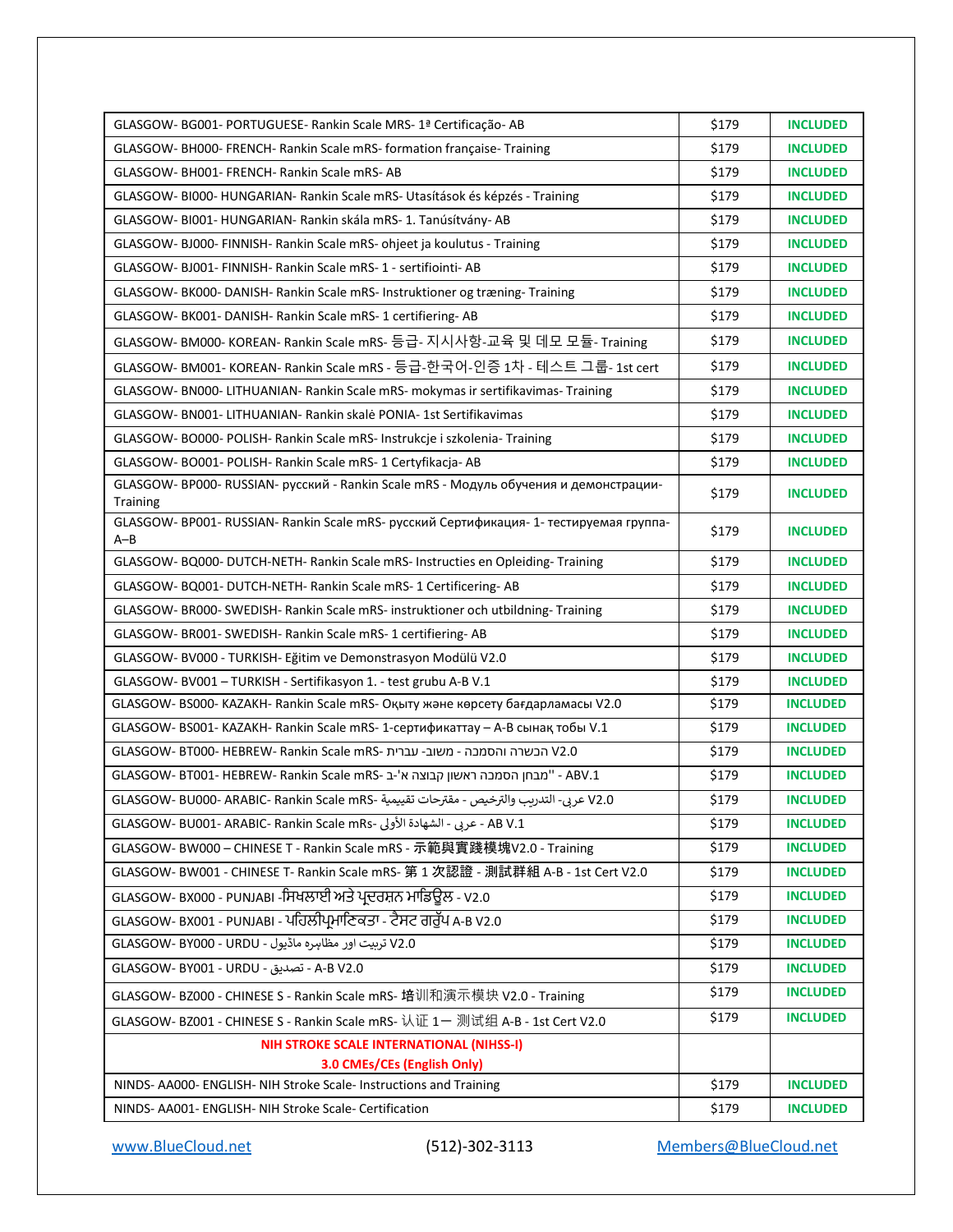| | | |
|---|---|---|
| GLASGOW- BG001- PORTUGUESE- Rankin Scale MRS- 1ª Certificação- AB | $179 | **INCLUDED** |
| GLASGOW- BH000- FRENCH- Rankin Scale mRS- formation française- Training | $179 | **INCLUDED** |
| GLASGOW- BH001- FRENCH- Rankin Scale mRS- AB | $179 | **INCLUDED** |
| GLASGOW- BI000- HUNGARIAN- Rankin Scale mRS- Utasítások és képzés - Training | $179 | **INCLUDED** |
| GLASGOW- BI001- HUNGARIAN- Rankin skála mRS- 1. Tanúsítvány- AB | $179 | **INCLUDED** |
| GLASGOW- BJ000- FINNISH- Rankin Scale mRS- ohjeet ja koulutus - Training | $179 | **INCLUDED** |
| GLASGOW- BJ001- FINNISH- Rankin Scale mRS- 1 - sertifiointi- AB | $179 | **INCLUDED** |
| GLASGOW- BK000- DANISH- Rankin Scale mRS- Instruktioner og træning- Training | $179 | **INCLUDED** |
| GLASGOW- BK001- DANISH- Rankin Scale mRS- 1 certifiering- AB | $179 | **INCLUDED** |
| GLASGOW- BM000- KOREAN- Rankin Scale mRS- 등급- 지시사항-교육 및 데모 모듈- Training | $179 | **INCLUDED** |
| GLASGOW- BM001- KOREAN- Rankin Scale mRS - 등급-한국어-인증 1차 - 테스트 그룹- 1st cert | $179 | **INCLUDED** |
| GLASGOW- BN000- LITHUANIAN- Rankin Scale mRS- mokymas ir sertifikavimas- Training | $179 | **INCLUDED** |
| GLASGOW- BN001- LITHUANIAN- Rankin skalė PONIA- 1st Sertifikavimas | $179 | **INCLUDED** |
| GLASGOW- BO000- POLISH- Rankin Scale mRS- Instrukcje i szkolenia- Training | $179 | **INCLUDED** |
| GLASGOW- BO001- POLISH- Rankin Scale mRS- 1 Certyfikacja- AB | $179 | **INCLUDED** |
| GLASGOW- BP000- RUSSIAN- русский - Rankin Scale mRS - Модуль обучения и демонстрации- Training | $179 | **INCLUDED** |
| GLASGOW- BP001- RUSSIAN- Rankin Scale mRS- русский Сертификация- 1- тестируемая группа- A–B | $179 | **INCLUDED** |
| GLASGOW- BQ000- DUTCH-NETH- Rankin Scale mRS- Instructies en Opleiding- Training | $179 | **INCLUDED** |
| GLASGOW- BQ001- DUTCH-NETH- Rankin Scale mRS- 1 Certificering- AB | $179 | **INCLUDED** |
| GLASGOW- BR000- SWEDISH- Rankin Scale mRS- instruktioner och utbildning- Training | $179 | **INCLUDED** |
| GLASGOW- BR001- SWEDISH- Rankin Scale mRS- 1 certifiering- AB | $179 | **INCLUDED** |
| GLASGOW- BV000 - TURKISH- Eğitim ve Demonstrasyon Modülü V2.0 | $179 | **INCLUDED** |
| GLASGOW- BV001 – TURKISH - Sertifikasyon 1. - test grubu A-B V.1 | $179 | **INCLUDED** |
| GLASGOW- BS000- KAZAKH- Rankin Scale mRS- Оқыту және көрсету бағдарламасы V2.0 | $179 | **INCLUDED** |
| GLASGOW- BS001- KAZAKH- Rankin Scale mRS- 1-сертификаттау – A-B сынақ тобы V.1 | $179 | **INCLUDED** |
| GLASGOW- BT000- HEBREW- Rankin Scale mRS- הכשרה והסמכה - משוב- עברית V2.0 | $179 | **INCLUDED** |
| GLASGOW- BT001- HEBREW- Rankin Scale mRS- מבחן הסמכה ראשון קבוצה א'-ב'' - ABV.1 | $179 | **INCLUDED** |
| GLASGOW- BU000- ARABIC- Rankin Scale mRS- عربي- التدريب والترخيص - مقترحات تقييمية V2.0 | $179 | **INCLUDED** |
| GLASGOW- BU001- ARABIC- Rankin Scale mRs- عربي - الشهادة الأولى - AB V.1 | $179 | **INCLUDED** |
| GLASGOW- BW000 – CHINESE T - Rankin Scale mRS - 示範與實踐模塊V2.0 - Training | $179 | **INCLUDED** |
| GLASGOW- BW001 - CHINESE T- Rankin Scale mRS- 第 1 次認證 - 測試群組 A-B - 1st Cert V2.0 | $179 | **INCLUDED** |
| GLASGOW- BX000 - PUNJABI -ਸਿਖਲਾਈ ਅਤੇ ਪ੍ਰਦਰਸ਼ਨ ਮਾਡਿਊਲ - V2.0 | $179 | **INCLUDED** |
| GLASGOW- BX001 - PUNJABI - ਪਹਿਲੀਪ੍ਰਮਾਣਿਕਤਾ - ਟੈਸਟ ਗਰੁੱਪ A-B V2.0 | $179 | **INCLUDED** |
| GLASGOW- BY000 - URDU - تربیت اور مظاہرہ ماڈیول V2.0 | $179 | **INCLUDED** |
| GLASGOW- BY001 - URDU - تصدیق - A-B V2.0 | $179 | **INCLUDED** |
| GLASGOW- BZ000 - CHINESE S - Rankin Scale mRS- 培训和演示模块 V2.0 - Training | $179 | **INCLUDED** |
| GLASGOW- BZ001 - CHINESE S - Rankin Scale mRS- 认证 1一 测试组 A-B - 1st Cert V2.0 | $179 | **INCLUDED** |
| **NIH STROKE SCALE INTERNATIONAL (NIHSS-I)**<br>**3.0 CMEs/CEs (English Only)** | | |
| NINDS- AA000- ENGLISH- NIH Stroke Scale- Instructions and Training | $179 | **INCLUDED** |
| NINDS- AA001- ENGLISH- NIH Stroke Scale- Certification | $179 | **INCLUDED** |

www.BlueCloud.net (512)-302-3113 Members@BlueCloud.net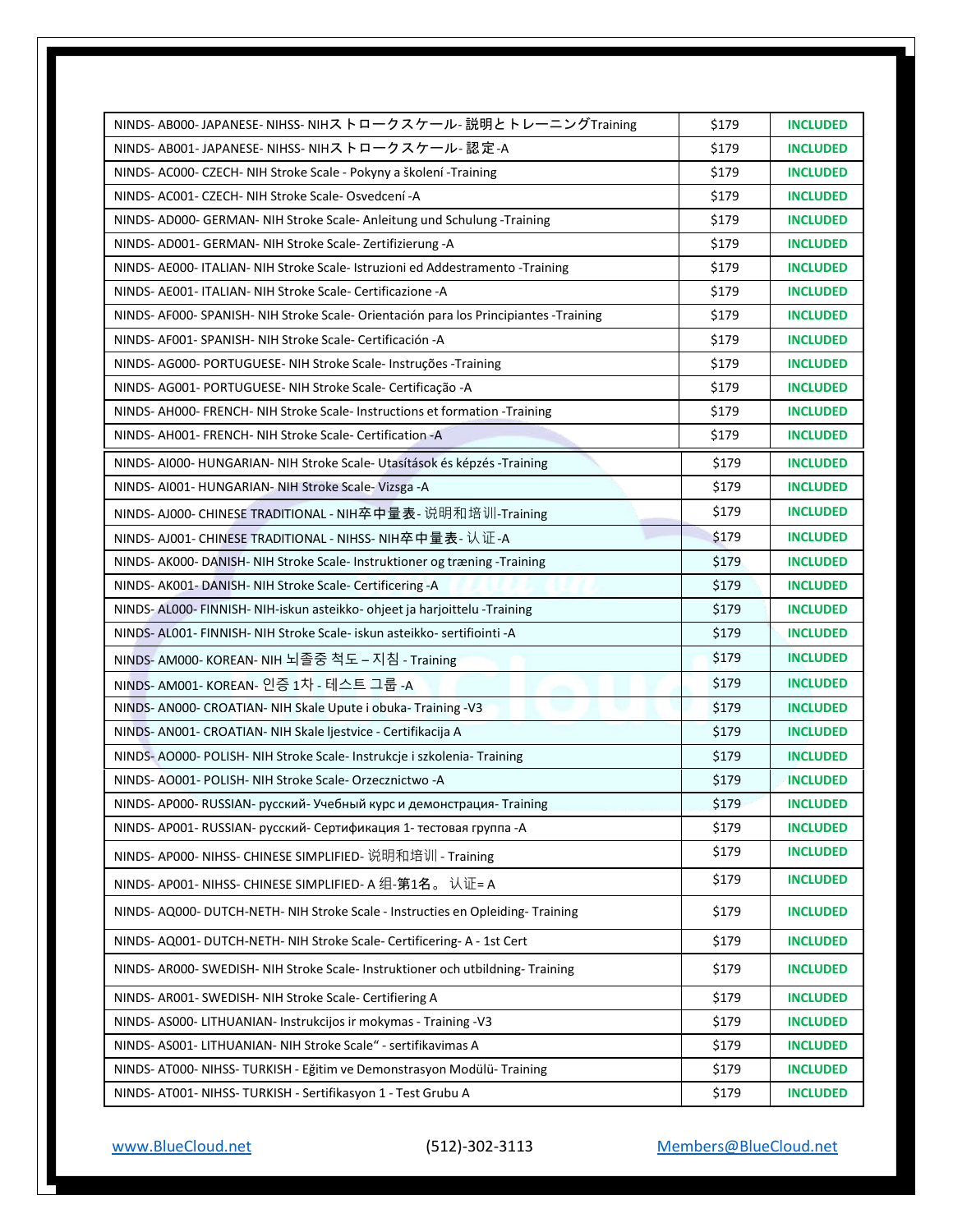| | | |
|---|---|---|
| NINDS- AB000- JAPANESE- NIHSS- NIHストロークスケール- 説明とトレーニングTraining | $179 | **INCLUDED** |
| NINDS- AB001- JAPANESE- NIHSS- NIHストロークスケール- 認定-A | $179 | **INCLUDED** |
| NINDS- AC000- CZECH- NIH Stroke Scale - Pokyny a školení -Training | $179 | **INCLUDED** |
| NINDS- AC001- CZECH- NIH Stroke Scale- Osvedcení -A | $179 | **INCLUDED** |
| NINDS- AD000- GERMAN- NIH Stroke Scale- Anleitung und Schulung -Training | $179 | **INCLUDED** |
| NINDS- AD001- GERMAN- NIH Stroke Scale- Zertifizierung -A | $179 | **INCLUDED** |
| NINDS- AE000- ITALIAN- NIH Stroke Scale- Istruzioni ed Addestramento -Training | $179 | **INCLUDED** |
| NINDS- AE001- ITALIAN- NIH Stroke Scale- Certificazione -A | $179 | **INCLUDED** |
| NINDS- AF000- SPANISH- NIH Stroke Scale- Orientación para los Principiantes -Training | $179 | **INCLUDED** |
| NINDS- AF001- SPANISH- NIH Stroke Scale- Certificación -A | $179 | **INCLUDED** |
| NINDS- AG000- PORTUGUESE- NIH Stroke Scale- Instruções -Training | $179 | **INCLUDED** |
| NINDS- AG001- PORTUGUESE- NIH Stroke Scale- Certificação -A | $179 | **INCLUDED** |
| NINDS- AH000- FRENCH- NIH Stroke Scale- Instructions et formation -Training | $179 | **INCLUDED** |
| NINDS- AH001- FRENCH- NIH Stroke Scale- Certification -A | $179 | **INCLUDED** |
| NINDS- AI000- HUNGARIAN- NIH Stroke Scale- Utasítások és képzés -Training | $179 | **INCLUDED** |
| NINDS- AI001- HUNGARIAN- NIH Stroke Scale- Vizsga -A | $179 | **INCLUDED** |
| NINDS- AJ000- CHINESE TRADITIONAL - NIH卒中量表- 说明和培训-Training | $179 | **INCLUDED** |
| NINDS- AJ001- CHINESE TRADITIONAL - NIHSS- NIH卒中量表- 认证-A | $179 | **INCLUDED** |
| NINDS- AK000- DANISH- NIH Stroke Scale- Instruktioner og træning -Training | $179 | **INCLUDED** |
| NINDS- AK001- DANISH- NIH Stroke Scale- Certificering -A | $179 | **INCLUDED** |
| NINDS- AL000- FINNISH- NIH-iskun asteikko- ohjeet ja harjoittelu -Training | $179 | **INCLUDED** |
| NINDS- AL001- FINNISH- NIH Stroke Scale- iskun asteikko- sertifiointi -A | $179 | **INCLUDED** |
| NINDS- AM000- KOREAN- NIH 뇌졸중 척도 – 지침 - Training | $179 | **INCLUDED** |
| NINDS- AM001- KOREAN- 인증 1차 - 테스트 그룹 -A | $179 | **INCLUDED** |
| NINDS- AN000- CROATIAN- NIH Skale Upute i obuka- Training -V3 | $179 | **INCLUDED** |
| NINDS- AN001- CROATIAN- NIH Skale ljestvice - Certifikacija A | $179 | **INCLUDED** |
| NINDS- AO000- POLISH- NIH Stroke Scale- Instrukcje i szkolenia- Training | $179 | **INCLUDED** |
| NINDS- AO001- POLISH- NIH Stroke Scale- Orzecznictwo -A | $179 | **INCLUDED** |
| NINDS- AP000- RUSSIAN- русский- Учебный курс и демонстрация- Training | $179 | **INCLUDED** |
| NINDS- AP001- RUSSIAN- русский- Сертификация 1- тестовая группа -A | $179 | **INCLUDED** |
| NINDS- AP000- NIHSS- CHINESE SIMPLIFIED- 说明和培训 - Training | $179 | **INCLUDED** |
| NINDS- AP001- NIHSS- CHINESE SIMPLIFIED- A 组-第1名。 认证= A | $179 | **INCLUDED** |
| NINDS- AQ000- DUTCH-NETH- NIH Stroke Scale - Instructies en Opleiding- Training | $179 | **INCLUDED** |
| NINDS- AQ001- DUTCH-NETH- NIH Stroke Scale- Certificering- A - 1st Cert | $179 | **INCLUDED** |
| NINDS- AR000- SWEDISH- NIH Stroke Scale- Instruktioner och utbildning- Training | $179 | **INCLUDED** |
| NINDS- AR001- SWEDISH- NIH Stroke Scale- Certifiering A | $179 | **INCLUDED** |
| NINDS- AS000- LITHUANIAN- Instrukcijos ir mokymas - Training -V3 | $179 | **INCLUDED** |
| NINDS- AS001- LITHUANIAN- NIH Stroke Scale" - sertifikavimas A | $179 | **INCLUDED** |
| NINDS- AT000- NIHSS- TURKISH - Eğitim ve Demonstrasyon Modülü- Training | $179 | **INCLUDED** |
| NINDS- AT001- NIHSS- TURKISH - Sertifikasyon 1 - Test Grubu A | $179 | **INCLUDED** |

www.BlueCloud.net (512)-302-3113 Members@BlueCloud.net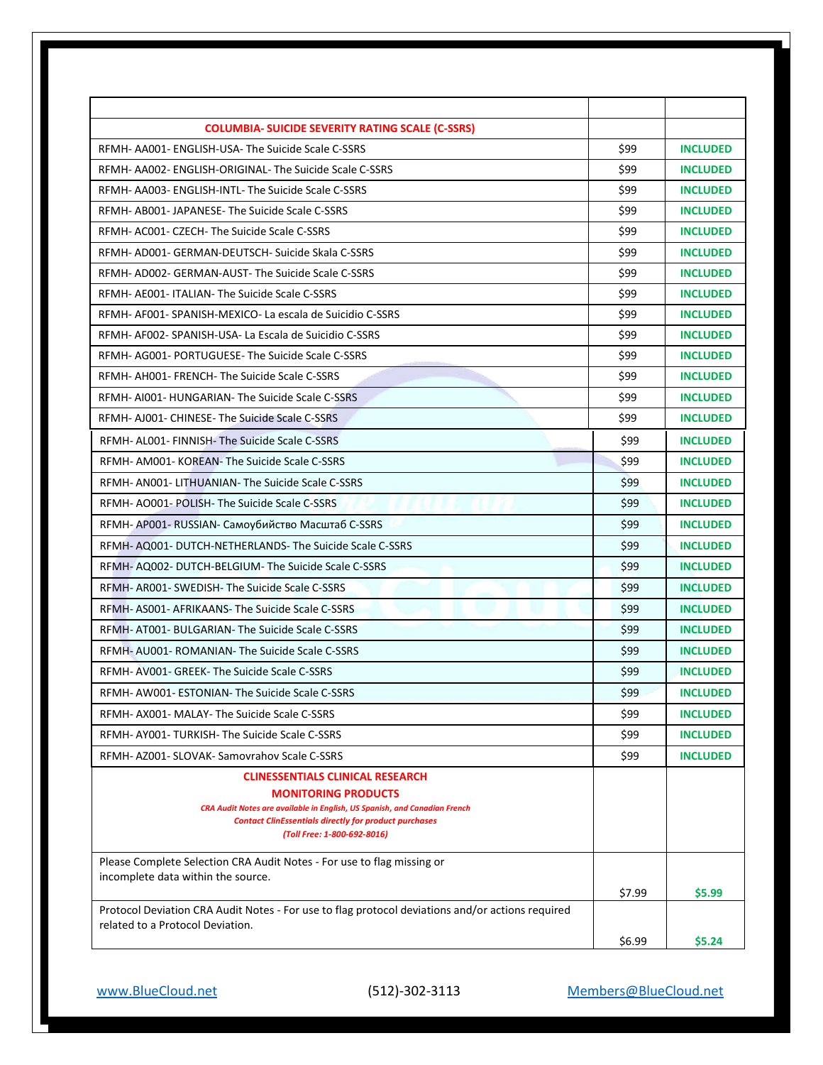| | | |
|---|---|---|
| **COLUMBIA- SUICIDE SEVERITY RATING SCALE (C-SSRS)** | | |
| RFMH- AA001- ENGLISH-USA- The Suicide Scale C-SSRS | $99 | **INCLUDED** |
| RFMH- AA002- ENGLISH-ORIGINAL- The Suicide Scale C-SSRS | $99 | **INCLUDED** |
| RFMH- AA003- ENGLISH-INTL- The Suicide Scale C-SSRS | $99 | **INCLUDED** |
| RFMH- AB001- JAPANESE- The Suicide Scale C-SSRS | $99 | **INCLUDED** |
| RFMH- AC001- CZECH- The Suicide Scale C-SSRS | $99 | **INCLUDED** |
| RFMH- AD001- GERMAN-DEUTSCH- Suicide Skala C-SSRS | $99 | **INCLUDED** |
| RFMH- AD002- GERMAN-AUST- The Suicide Scale C-SSRS | $99 | **INCLUDED** |
| RFMH- AE001- ITALIAN- The Suicide Scale C-SSRS | $99 | **INCLUDED** |
| RFMH- AF001- SPANISH-MEXICO- La escala de Suicidio C-SSRS | $99 | **INCLUDED** |
| RFMH- AF002- SPANISH-USA- La Escala de Suicidio C-SSRS | $99 | **INCLUDED** |
| RFMH- AG001- PORTUGUESE- The Suicide Scale C-SSRS | $99 | **INCLUDED** |
| RFMH- AH001- FRENCH- The Suicide Scale C-SSRS | $99 | **INCLUDED** |
| RFMH- AI001- HUNGARIAN- The Suicide Scale C-SSRS | $99 | **INCLUDED** |
| RFMH- AJ001- CHINESE- The Suicide Scale C-SSRS | $99 | **INCLUDED** |
| RFMH- AL001- FINNISH- The Suicide Scale C-SSRS | $99 | **INCLUDED** |
| RFMH- AM001- KOREAN- The Suicide Scale C-SSRS | $99 | **INCLUDED** |
| RFMH- AN001- LITHUANIAN- The Suicide Scale C-SSRS | $99 | **INCLUDED** |
| RFMH- AO001- POLISH- The Suicide Scale C-SSRS | $99 | **INCLUDED** |
| RFMH- AP001- RUSSIAN- Самоубийство Масштаб C-SSRS | $99 | **INCLUDED** |
| RFMH- AQ001- DUTCH-NETHERLANDS- The Suicide Scale C-SSRS | $99 | **INCLUDED** |
| RFMH- AQ002- DUTCH-BELGIUM- The Suicide Scale C-SSRS | $99 | **INCLUDED** |
| RFMH- AR001- SWEDISH- The Suicide Scale C-SSRS | $99 | **INCLUDED** |
| RFMH- AS001- AFRIKAANS- The Suicide Scale C-SSRS | $99 | **INCLUDED** |
| RFMH- AT001- BULGARIAN- The Suicide Scale C-SSRS | $99 | **INCLUDED** |
| RFMH- AU001- ROMANIAN- The Suicide Scale C-SSRS | $99 | **INCLUDED** |
| RFMH- AV001- GREEK- The Suicide Scale C-SSRS | $99 | **INCLUDED** |
| RFMH- AW001- ESTONIAN- The Suicide Scale C-SSRS | $99 | **INCLUDED** |
| RFMH- AX001- MALAY- The Suicide Scale C-SSRS | $99 | **INCLUDED** |
| RFMH- AY001- TURKISH- The Suicide Scale C-SSRS | $99 | **INCLUDED** |
| RFMH- AZ001- SLOVAK- Samovrahov Scale C-SSRS | $99 | **INCLUDED** |
| **CLINESSENTIALS CLINICAL RESEARCH MONITORING PRODUCTS** *CRA Audit Notes are available in English, US Spanish, and Canadian French* *Contact ClinEssentials directly for product purchases* *(Toll Free: 1-800-692-8016)* | | |
| Please Complete Selection CRA Audit Notes - For use to flag missing or incomplete data within the source. | $7.99 | **$5.99** |
| Protocol Deviation CRA Audit Notes - For use to flag protocol deviations and/or actions required related to a Protocol Deviation. | $6.99 | **$5.24** |

www.BlueCloud.net (512)-302-3113 Members@BlueCloud.net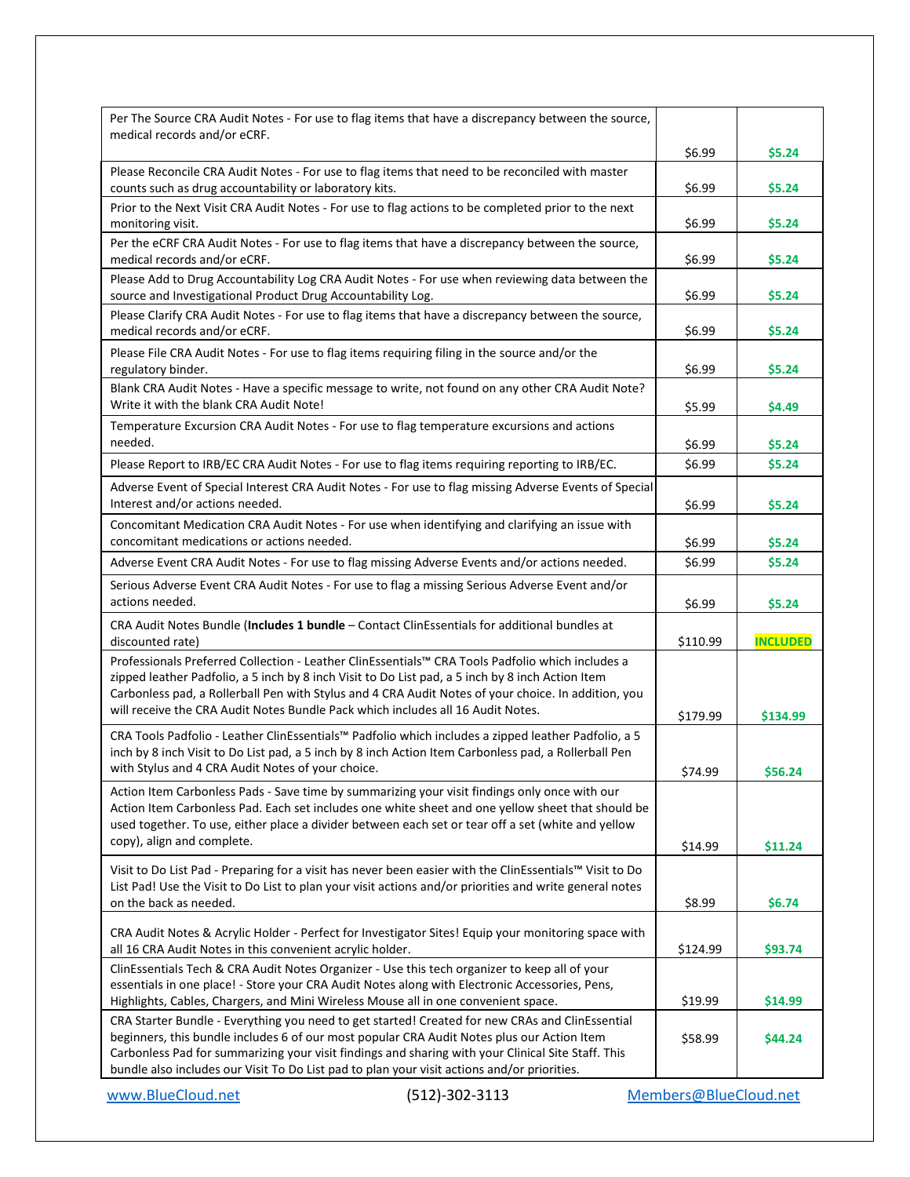| | | |
|---|---|---|
| Per The Source CRA Audit Notes - For use to flag items that have a discrepancy between the source, medical records and/or eCRF. | $6.99 | **$5.24** |
| Please Reconcile CRA Audit Notes - For use to flag items that need to be reconciled with master counts such as drug accountability or laboratory kits. | $6.99 | **$5.24** |
| Prior to the Next Visit CRA Audit Notes - For use to flag actions to be completed prior to the next monitoring visit. | $6.99 | **$5.24** |
| Per the eCRF CRA Audit Notes - For use to flag items that have a discrepancy between the source, medical records and/or eCRF. | $6.99 | **$5.24** |
| Please Add to Drug Accountability Log CRA Audit Notes - For use when reviewing data between the source and Investigational Product Drug Accountability Log. | $6.99 | **$5.24** |
| Please Clarify CRA Audit Notes - For use to flag items that have a discrepancy between the source, medical records and/or eCRF. | $6.99 | **$5.24** |
| Please File CRA Audit Notes - For use to flag items requiring filing in the source and/or the regulatory binder. | $6.99 | **$5.24** |
| Blank CRA Audit Notes - Have a specific message to write, not found on any other CRA Audit Note? Write it with the blank CRA Audit Note! | $5.99 | **$4.49** |
| Temperature Excursion CRA Audit Notes - For use to flag temperature excursions and actions needed. | $6.99 | **$5.24** |
| Please Report to IRB/EC CRA Audit Notes - For use to flag items requiring reporting to IRB/EC. | $6.99 | **$5.24** |
| Adverse Event of Special Interest CRA Audit Notes - For use to flag missing Adverse Events of Special Interest and/or actions needed. | $6.99 | **$5.24** |
| Concomitant Medication CRA Audit Notes - For use when identifying and clarifying an issue with concomitant medications or actions needed. | $6.99 | **$5.24** |
| Adverse Event CRA Audit Notes - For use to flag missing Adverse Events and/or actions needed. | $6.99 | **$5.24** |
| Serious Adverse Event CRA Audit Notes - For use to flag a missing Serious Adverse Event and/or actions needed. | $6.99 | **$5.24** |
| CRA Audit Notes Bundle (**Includes 1 bundle** – Contact ClinEssentials for additional bundles at discounted rate) | $110.99 | **INCLUDED** |
| Professionals Preferred Collection - Leather ClinEssentials™ CRA Tools Padfolio which includes a zipped leather Padfolio, a 5 inch by 8 inch Visit to Do List pad, a 5 inch by 8 inch Action Item Carbonless pad, a Rollerball Pen with Stylus and 4 CRA Audit Notes of your choice. In addition, you will receive the CRA Audit Notes Bundle Pack which includes all 16 Audit Notes. | $179.99 | **$134.99** |
| CRA Tools Padfolio - Leather ClinEssentials™ Padfolio which includes a zipped leather Padfolio, a 5 inch by 8 inch Visit to Do List pad, a 5 inch by 8 inch Action Item Carbonless pad, a Rollerball Pen with Stylus and 4 CRA Audit Notes of your choice. | $74.99 | **$56.24** |
| Action Item Carbonless Pads - Save time by summarizing your visit findings only once with our Action Item Carbonless Pad. Each set includes one white sheet and one yellow sheet that should be used together. To use, either place a divider between each set or tear off a set (white and yellow copy), align and complete. | $14.99 | **$11.24** |
| Visit to Do List Pad - Preparing for a visit has never been easier with the ClinEssentials™ Visit to Do List Pad! Use the Visit to Do List to plan your visit actions and/or priorities and write general notes on the back as needed. | $8.99 | **$6.74** |
| CRA Audit Notes & Acrylic Holder - Perfect for Investigator Sites! Equip your monitoring space with all 16 CRA Audit Notes in this convenient acrylic holder. | $124.99 | **$93.74** |
| ClinEssentials Tech & CRA Audit Notes Organizer - Use this tech organizer to keep all of your essentials in one place! - Store your CRA Audit Notes along with Electronic Accessories, Pens, Highlights, Cables, Chargers, and Mini Wireless Mouse all in one convenient space. | $19.99 | **$14.99** |
| CRA Starter Bundle - Everything you need to get started! Created for new CRAs and ClinEssential beginners, this bundle includes 6 of our most popular CRA Audit Notes plus our Action Item Carbonless Pad for summarizing your visit findings and sharing with your Clinical Site Staff. This bundle also includes our Visit To Do List pad to plan your visit actions and/or priorities. | $58.99 | **$44.24** |

www.BlueCloud.net (512)-302-3113 Members@BlueCloud.net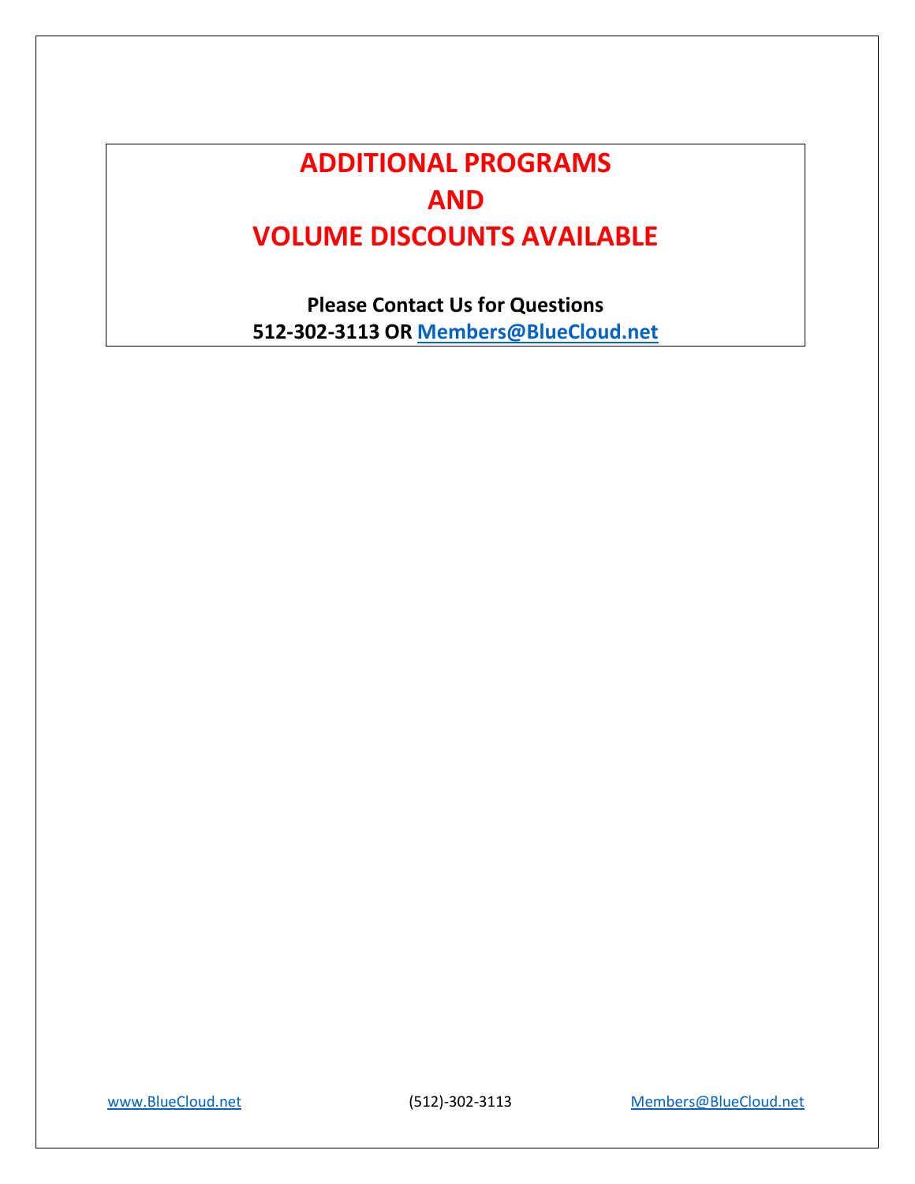# ADDITIONAL PROGRAMS
# AND
# VOLUME DISCOUNTS AVAILABLE

**Please Contact Us for Questions**
**512-302-3113 OR Members@BlueCloud.net**